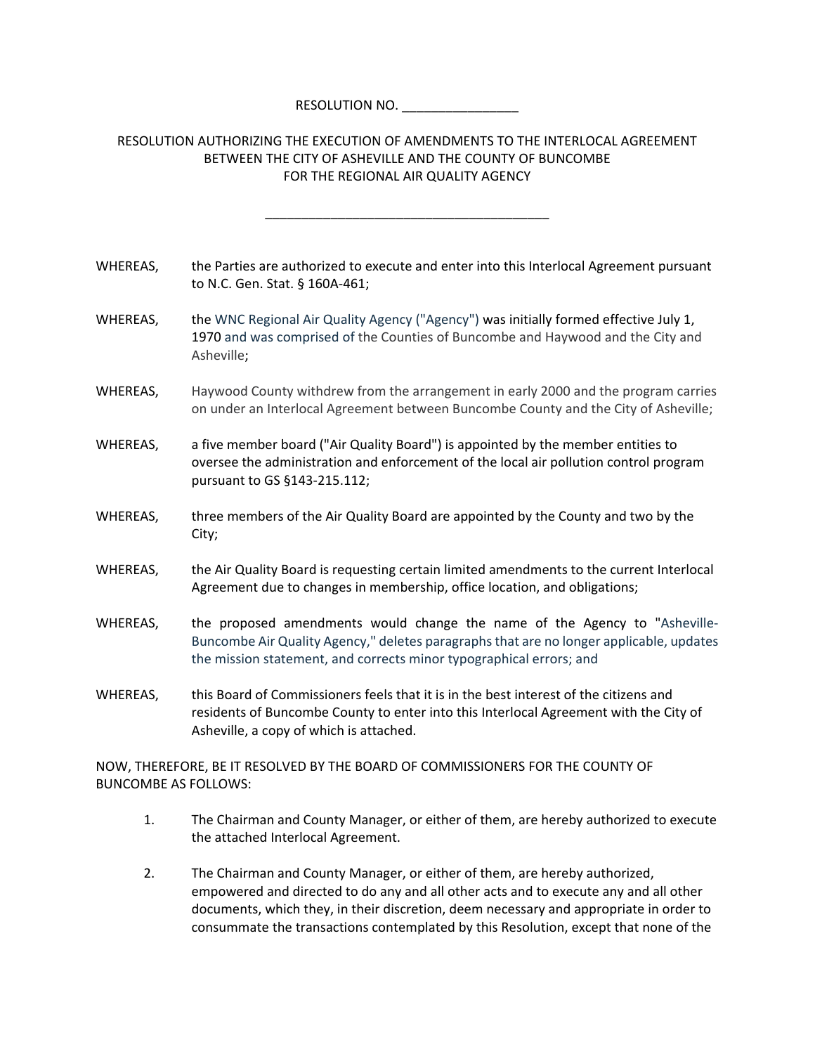RESOLUTION NO. ________________

RESOLUTION AUTHORIZING THE EXECUTION OF AMENDMENTS TO THE INTERLOCAL AGREEMENT BETWEEN THE CITY OF ASHEVILLE AND THE COUNTY OF BUNCOMBE FOR THE REGIONAL AIR QUALITY AGENCY

________________________________________

WHEREAS, the Parties are authorized to execute and enter into this Interlocal Agreement pursuant to N.C. Gen. Stat. § 160A-461;

WHEREAS, the WNC Regional Air Quality Agency ("Agency") was initially formed effective July 1, 1970 and was comprised of the Counties of Buncombe and Haywood and the City and Asheville;

WHEREAS, Haywood County withdrew from the arrangement in early 2000 and the program carries on under an Interlocal Agreement between Buncombe County and the City of Asheville;

WHEREAS, a five member board ("Air Quality Board") is appointed by the member entities to oversee the administration and enforcement of the local air pollution control program pursuant to GS §143-215.112;

WHEREAS, three members of the Air Quality Board are appointed by the County and two by the City;

WHEREAS, the Air Quality Board is requesting certain limited amendments to the current Interlocal Agreement due to changes in membership, office location, and obligations;

WHEREAS, the proposed amendments would change the name of the Agency to "Asheville-Buncombe Air Quality Agency," deletes paragraphs that are no longer applicable, updates the mission statement, and corrects minor typographical errors; and

WHEREAS, this Board of Commissioners feels that it is in the best interest of the citizens and residents of Buncombe County to enter into this Interlocal Agreement with the City of Asheville, a copy of which is attached.

NOW, THEREFORE, BE IT RESOLVED BY THE BOARD OF COMMISSIONERS FOR THE COUNTY OF BUNCOMBE AS FOLLOWS:

1. The Chairman and County Manager, or either of them, are hereby authorized to execute the attached Interlocal Agreement.

2. The Chairman and County Manager, or either of them, are hereby authorized, empowered and directed to do any and all other acts and to execute any and all other documents, which they, in their discretion, deem necessary and appropriate in order to consummate the transactions contemplated by this Resolution, except that none of the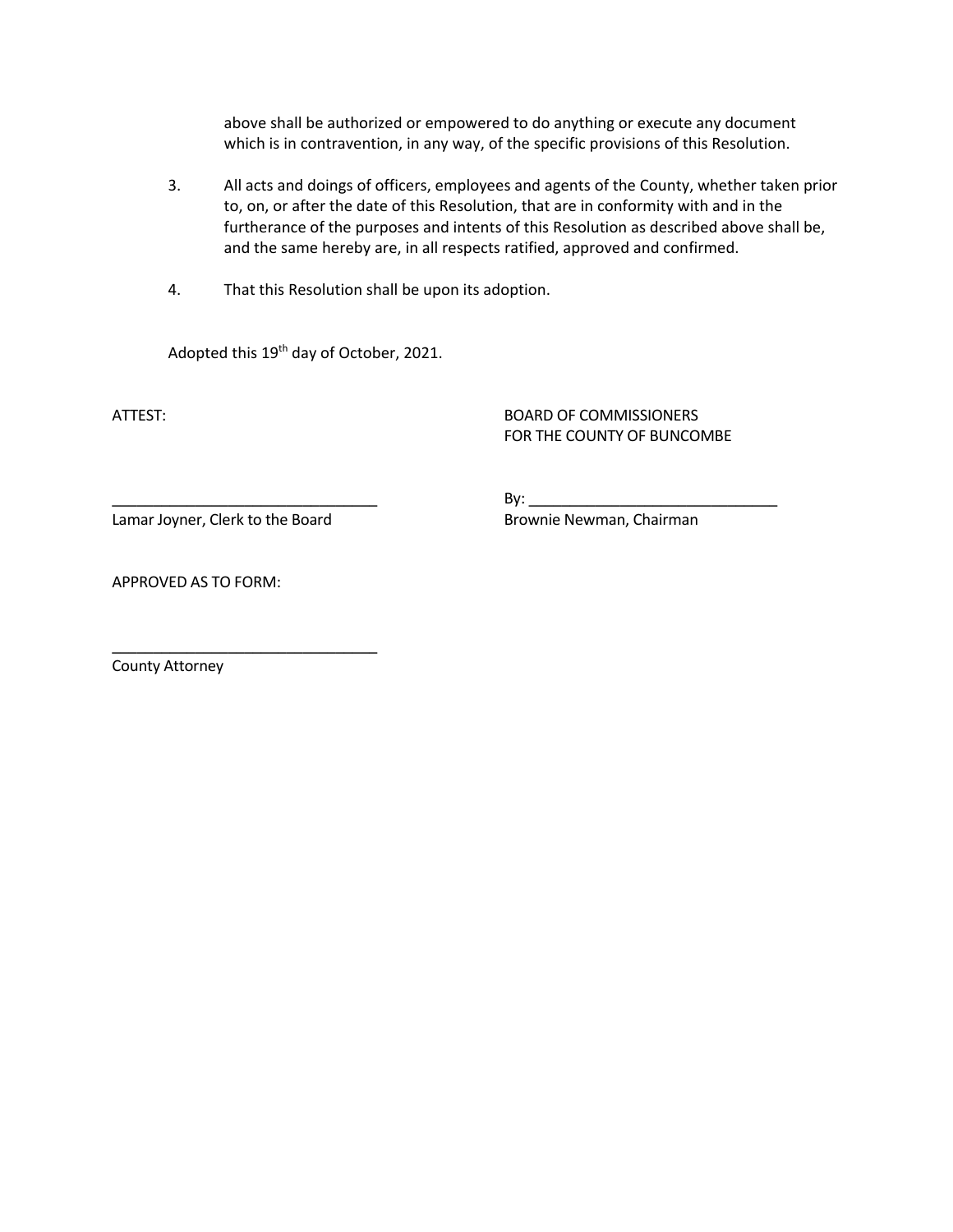above shall be authorized or empowered to do anything or execute any document which is in contravention, in any way, of the specific provisions of this Resolution.

3. All acts and doings of officers, employees and agents of the County, whether taken prior to, on, or after the date of this Resolution, that are in conformity with and in the furtherance of the purposes and intents of this Resolution as described above shall be, and the same hereby are, in all respects ratified, approved and confirmed.

4. That this Resolution shall be upon its adoption.

Adopted this 19th day of October, 2021.

ATTEST:

BOARD OF COMMISSIONERS
FOR THE COUNTY OF BUNCOMBE

\_\_\_\_\_\_\_\_\_\_\_\_\_\_\_\_\_\_\_\_\_\_\_\_\_\_\_\_\_\_\_\_
Lamar Joyner, Clerk to the Board

By: \_\_\_\_\_\_\_\_\_\_\_\_\_\_\_\_\_\_\_\_\_\_\_\_\_\_\_\_\_\_
Brownie Newman, Chairman

APPROVED AS TO FORM:

\_\_\_\_\_\_\_\_\_\_\_\_\_\_\_\_\_\_\_\_\_\_\_\_\_\_\_\_\_\_\_\_
County Attorney